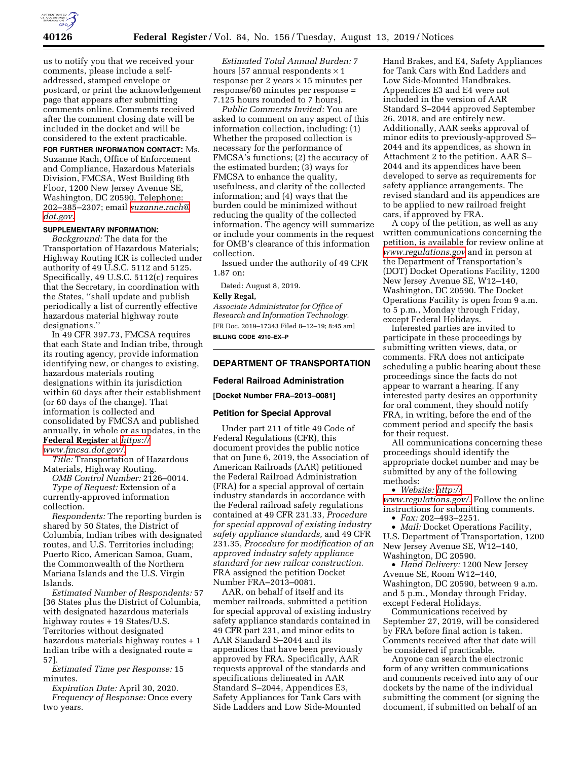us to notify you that we received your comments, please include a self-addressed, stamped envelope or postcard, or print the acknowledgement page that appears after submitting comments online. Comments received after the comment closing date will be included in the docket and will be considered to the extent practicable.

**FOR FURTHER INFORMATION CONTACT:** Ms. Suzanne Rach, Office of Enforcement and Compliance, Hazardous Materials Division, FMCSA, West Building 6th Floor, 1200 New Jersey Avenue SE, Washington, DC 20590. Telephone: 202–385–2307; email suzanne.rach@dot.gov.

**SUPPLEMENTARY INFORMATION:**

*Background:* The data for the Transportation of Hazardous Materials; Highway Routing ICR is collected under authority of 49 U.S.C. 5112 and 5125. Specifically, 49 U.S.C. 5112(c) requires that the Secretary, in coordination with the States, ''shall update and publish periodically a list of currently effective hazardous material highway route designations.''

In 49 CFR 397.73, FMCSA requires that each State and Indian tribe, through its routing agency, provide information identifying new, or changes to existing, hazardous materials routing designations within its jurisdiction within 60 days after their establishment (or 60 days of the change). That information is collected and consolidated by FMCSA and published annually, in whole or as updates, in the **Federal Register** at https://www.fmcsa.dot.gov/.

*Title:* Transportation of Hazardous Materials, Highway Routing.

*OMB Control Number:* 2126–0014.

*Type of Request:* Extension of a currently-approved information collection.

*Respondents:* The reporting burden is shared by 50 States, the District of Columbia, Indian tribes with designated routes, and U.S. Territories including; Puerto Rico, American Samoa, Guam, the Commonwealth of the Northern Mariana Islands and the U.S. Virgin Islands.

*Estimated Number of Respondents:* 57 [36 States plus the District of Columbia, with designated hazardous materials highway routes + 19 States/U.S. Territories without designated hazardous materials highway routes + 1 Indian tribe with a designated route = 57].

*Estimated Time per Response:* 15 minutes.

*Expiration Date:* April 30, 2020.

*Frequency of Response:* Once every two years.

*Estimated Total Annual Burden:* 7 hours [57 annual respondents × 1 response per 2 years × 15 minutes per response/60 minutes per response = 7.125 hours rounded to 7 hours].

*Public Comments Invited:* You are asked to comment on any aspect of this information collection, including: (1) Whether the proposed collection is necessary for the performance of FMCSA's functions; (2) the accuracy of the estimated burden; (3) ways for FMCSA to enhance the quality, usefulness, and clarity of the collected information; and (4) ways that the burden could be minimized without reducing the quality of the collected information. The agency will summarize or include your comments in the request for OMB's clearance of this information collection.

Issued under the authority of 49 CFR 1.87 on:

Dated: August 8, 2019.

**Kelly Regal,**

*Associate Administrator for Office of Research and Information Technology.*

[FR Doc. 2019–17343 Filed 8–12–19; 8:45 am]

**BILLING CODE 4910–EX–P**

## DEPARTMENT OF TRANSPORTATION

### Federal Railroad Administration

**[Docket Number FRA–2013–0081]**

### Petition for Special Approval

Under part 211 of title 49 Code of Federal Regulations (CFR), this document provides the public notice that on June 6, 2019, the Association of American Railroads (AAR) petitioned the Federal Railroad Administration (FRA) for a special approval of certain industry standards in accordance with the Federal railroad safety regulations contained at 49 CFR 231.33, *Procedure for special approval of existing industry safety appliance standards,* and 49 CFR 231.35, *Procedure for modification of an approved industry safety appliance standard for new railcar construction.* FRA assigned the petition Docket Number FRA–2013–0081.

AAR, on behalf of itself and its member railroads, submitted a petition for special approval of existing industry safety appliance standards contained in 49 CFR part 231, and minor edits to AAR Standard S–2044 and its appendices that have been previously approved by FRA. Specifically, AAR requests approval of the standards and specifications delineated in AAR Standard S–2044, Appendices E3, Safety Appliances for Tank Cars with Side Ladders and Low Side-Mounted Hand Brakes, and E4, Safety Appliances for Tank Cars with End Ladders and Low Side-Mounted Handbrakes. Appendices E3 and E4 were not included in the version of AAR Standard S–2044 approved September 26, 2018, and are entirely new. Additionally, AAR seeks approval of minor edits to previously-approved S–2044 and its appendices, as shown in Attachment 2 to the petition. AAR S–2044 and its appendices have been developed to serve as requirements for safety appliance arrangements. The revised standard and its appendices are to be applied to new railroad freight cars, if approved by FRA.

A copy of the petition, as well as any written communications concerning the petition, is available for review online at www.regulations.gov and in person at the Department of Transportation's (DOT) Docket Operations Facility, 1200 New Jersey Avenue SE, W12–140, Washington, DC 20590. The Docket Operations Facility is open from 9 a.m. to 5 p.m., Monday through Friday, except Federal Holidays.

Interested parties are invited to participate in these proceedings by submitting written views, data, or comments. FRA does not anticipate scheduling a public hearing about these proceedings since the facts do not appear to warrant a hearing. If any interested party desires an opportunity for oral comment, they should notify FRA, in writing, before the end of the comment period and specify the basis for their request.

All communications concerning these proceedings should identify the appropriate docket number and may be submitted by any of the following methods:

- *Website:* http://www.regulations.gov/. Follow the online instructions for submitting comments.
- *Fax:* 202–493–2251.
- *Mail:* Docket Operations Facility, U.S. Department of Transportation, 1200 New Jersey Avenue SE, W12–140, Washington, DC 20590.
- *Hand Delivery:* 1200 New Jersey Avenue SE, Room W12–140, Washington, DC 20590, between 9 a.m. and 5 p.m., Monday through Friday, except Federal Holidays.

Communications received by September 27, 2019, will be considered by FRA before final action is taken. Comments received after that date will be considered if practicable.

Anyone can search the electronic form of any written communications and comments received into any of our dockets by the name of the individual submitting the comment (or signing the document, if submitted on behalf of an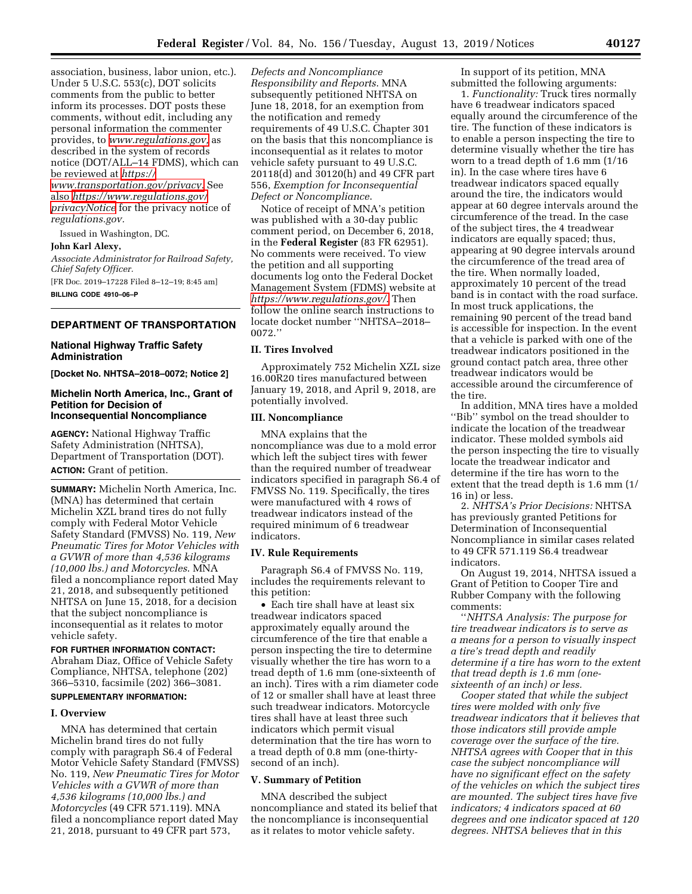association, business, labor union, etc.). Under 5 U.S.C. 553(c), DOT solicits comments from the public to better inform its processes. DOT posts these comments, without edit, including any personal information the commenter provides, to *www.regulations.gov,* as described in the system of records notice (DOT/ALL–14 FDMS), which can be reviewed at *https://www.transportation.gov/privacy.* See also *https://www.regulations.gov/privacyNotice* for the privacy notice of *regulations.gov.*

Issued in Washington, DC.

**John Karl Alexy,**

*Associate Administrator for Railroad Safety, Chief Safety Officer.*

[FR Doc. 2019–17228 Filed 8–12–19; 8:45 am]

**BILLING CODE 4910–06–P**

## DEPARTMENT OF TRANSPORTATION

### National Highway Traffic Safety Administration

**[Docket No. NHTSA–2018–0072; Notice 2]**

### Michelin North America, Inc., Grant of Petition for Decision of Inconsequential Noncompliance

**AGENCY:** National Highway Traffic Safety Administration (NHTSA), Department of Transportation (DOT).

**ACTION:** Grant of petition.

**SUMMARY:** Michelin North America, Inc. (MNA) has determined that certain Michelin XZL brand tires do not fully comply with Federal Motor Vehicle Safety Standard (FMVSS) No. 119, *New Pneumatic Tires for Motor Vehicles with a GVWR of more than 4,536 kilograms (10,000 lbs.) and Motorcycles*. MNA filed a noncompliance report dated May 21, 2018, and subsequently petitioned NHTSA on June 15, 2018, for a decision that the subject noncompliance is inconsequential as it relates to motor vehicle safety.

**FOR FURTHER INFORMATION CONTACT:** Abraham Diaz, Office of Vehicle Safety Compliance, NHTSA, telephone (202) 366–5310, facsimile (202) 366–3081.

**SUPPLEMENTARY INFORMATION:**

#### I. Overview

MNA has determined that certain Michelin brand tires do not fully comply with paragraph S6.4 of Federal Motor Vehicle Safety Standard (FMVSS) No. 119, *New Pneumatic Tires for Motor Vehicles with a GVWR of more than 4,536 kilograms (10,000 lbs.) and Motorcycles* (49 CFR 571.119). MNA filed a noncompliance report dated May 21, 2018, pursuant to 49 CFR part 573, *Defects and Noncompliance Responsibility and Reports.* MNA subsequently petitioned NHTSA on June 18, 2018, for an exemption from the notification and remedy requirements of 49 U.S.C. Chapter 301 on the basis that this noncompliance is inconsequential as it relates to motor vehicle safety pursuant to 49 U.S.C. 20118(d) and 30120(h) and 49 CFR part 556, *Exemption for Inconsequential Defect or Noncompliance.*

Notice of receipt of MNA's petition was published with a 30-day public comment period, on December 6, 2018, in the **Federal Register** (83 FR 62951). No comments were received. To view the petition and all supporting documents log onto the Federal Docket Management System (FDMS) website at *https://www.regulations.gov/.* Then follow the online search instructions to locate docket number ''NHTSA–2018–0072.''

#### II. Tires Involved

Approximately 752 Michelin XZL size 16.00R20 tires manufactured between January 19, 2018, and April 9, 2018, are potentially involved.

#### III. Noncompliance

MNA explains that the noncompliance was due to a mold error which left the subject tires with fewer than the required number of treadwear indicators specified in paragraph S6.4 of FMVSS No. 119. Specifically, the tires were manufactured with 4 rows of treadwear indicators instead of the required minimum of 6 treadwear indicators.

#### IV. Rule Requirements

Paragraph S6.4 of FMVSS No. 119, includes the requirements relevant to this petition:

- Each tire shall have at least six treadwear indicators spaced approximately equally around the circumference of the tire that enable a person inspecting the tire to determine visually whether the tire has worn to a tread depth of 1.6 mm (one-sixteenth of an inch). Tires with a rim diameter code of 12 or smaller shall have at least three such treadwear indicators. Motorcycle tires shall have at least three such indicators which permit visual determination that the tire has worn to a tread depth of 0.8 mm (one-thirty-second of an inch).

#### V. Summary of Petition

MNA described the subject noncompliance and stated its belief that the noncompliance is inconsequential as it relates to motor vehicle safety.

In support of its petition, MNA submitted the following arguments:

1. *Functionality:* Truck tires normally have 6 treadwear indicators spaced equally around the circumference of the tire. The function of these indicators is to enable a person inspecting the tire to determine visually whether the tire has worn to a tread depth of 1.6 mm (1/16 in). In the case where tires have 6 treadwear indicators spaced equally around the tire, the indicators would appear at 60 degree intervals around the circumference of the tread. In the case of the subject tires, the 4 treadwear indicators are equally spaced; thus, appearing at 90 degree intervals around the circumference of the tread area of the tire. When normally loaded, approximately 10 percent of the tread band is in contact with the road surface. In most truck applications, the remaining 90 percent of the tread band is accessible for inspection. In the event that a vehicle is parked with one of the treadwear indicators positioned in the ground contact patch area, three other treadwear indicators would be accessible around the circumference of the tire.

In addition, MNA tires have a molded ''Bib'' symbol on the tread shoulder to indicate the location of the treadwear indicator. These molded symbols aid the person inspecting the tire to visually locate the treadwear indicator and determine if the tire has worn to the extent that the tread depth is 1.6 mm (1/16 in) or less.

2. *NHTSA's Prior Decisions:* NHTSA has previously granted Petitions for Determination of Inconsequential Noncompliance in similar cases related to 49 CFR 571.119 S6.4 treadwear indicators.

On August 19, 2014, NHTSA issued a Grant of Petition to Cooper Tire and Rubber Company with the following comments:

''*NHTSA Analysis: The purpose for tire treadwear indicators is to serve as a means for a person to visually inspect a tire's tread depth and readily determine if a tire has worn to the extent that tread depth is 1.6 mm (one-sixteenth of an inch) or less.*

*Cooper stated that while the subject tires were molded with only five treadwear indicators that it believes that those indicators still provide ample coverage over the surface of the tire. NHTSA agrees with Cooper that in this case the subject noncompliance will have no significant effect on the safety of the vehicles on which the subject tires are mounted. The subject tires have five indicators; 4 indicators spaced at 60 degrees and one indicator spaced at 120 degrees. NHTSA believes that in this*